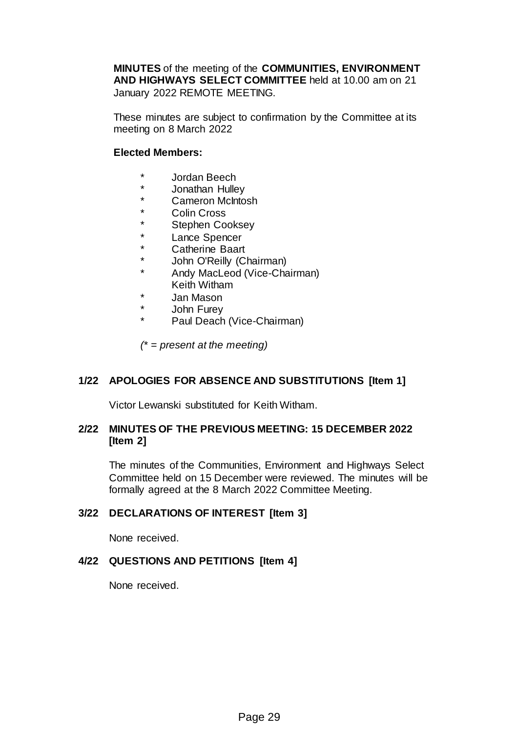**MINUTES** of the meeting of the **COMMUNITIES, ENVIRONMENT AND HIGHWAYS SELECT COMMITTEE** held at 10.00 am on 21 January 2022 REMOTE MEETING.

These minutes are subject to confirmation by the Committee at its meeting on 8 March 2022

**Elected Members:**

- \* Jordan Beech
- \* Jonathan Hulley
- \* Cameron McIntosh
- \* Colin Cross
- \* Stephen Cooksey
- \* Lance Spencer
- \* Catherine Baart
- \* John O'Reilly (Chairman)
- \* Andy MacLeod (Vice-Chairman)
- Keith Witham
- \* Jan Mason
- \* John Furey
- \* Paul Deach (Vice-Chairman)

*(\* = present at the meeting)*

## 1/22 APOLOGIES FOR ABSENCE AND SUBSTITUTIONS [Item 1]

Victor Lewanski substituted for Keith Witham.

## 2/22 MINUTES OF THE PREVIOUS MEETING: 15 DECEMBER 2022 [Item 2]

The minutes of the Communities, Environment and Highways Select Committee held on 15 December were reviewed. The minutes will be formally agreed at the 8 March 2022 Committee Meeting.

## 3/22 DECLARATIONS OF INTEREST [Item 3]

None received.

## 4/22 QUESTIONS AND PETITIONS [Item 4]

None received.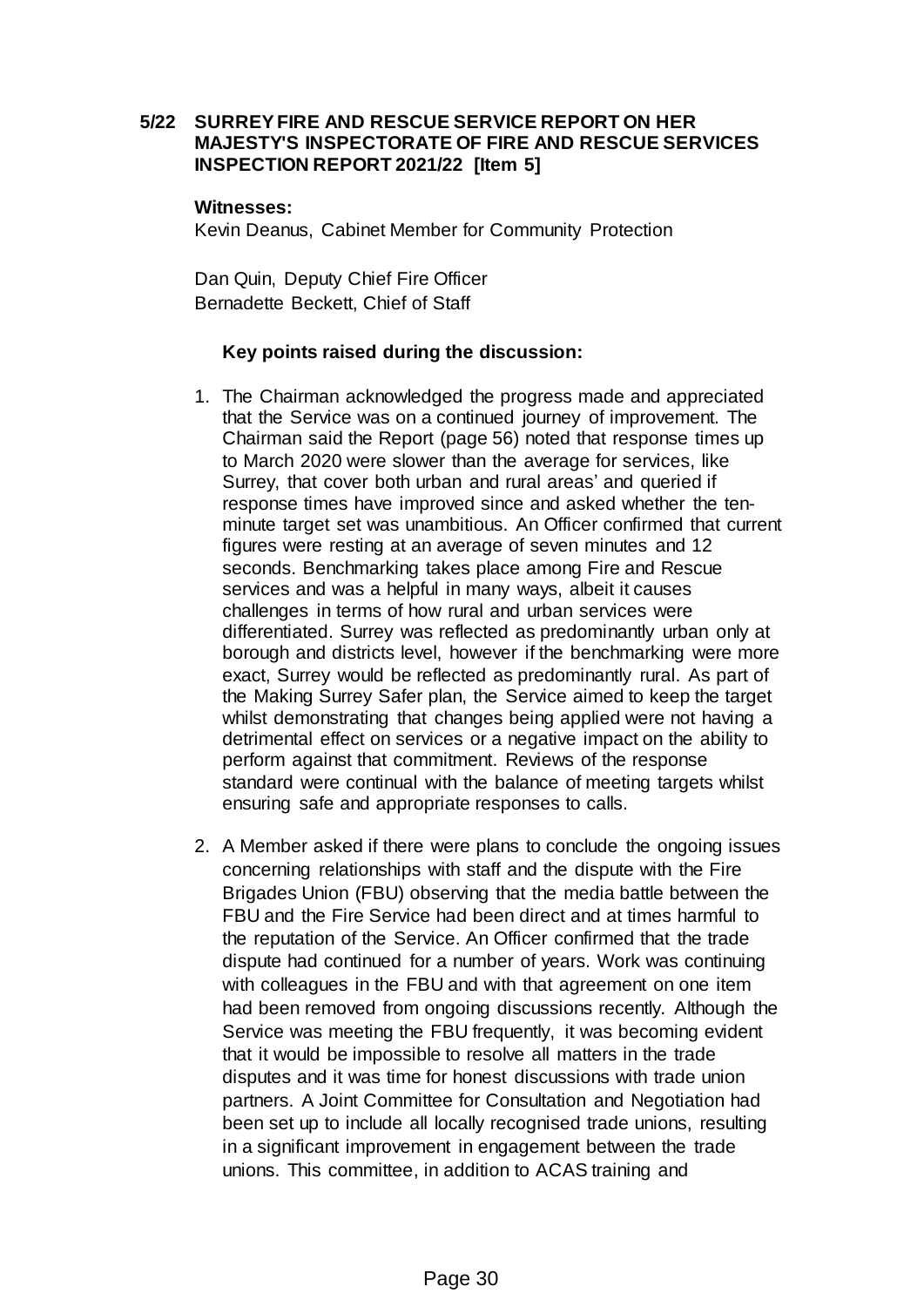## 5/22 SURREY FIRE AND RESCUE SERVICE REPORT ON HER MAJESTY'S INSPECTORATE OF FIRE AND RESCUE SERVICES INSPECTION REPORT 2021/22 [Item 5]

**Witnesses:**

Kevin Deanus, Cabinet Member for Community Protection

Dan Quin, Deputy Chief Fire Officer
Bernadette Beckett, Chief of Staff

**Key points raised during the discussion:**

1. The Chairman acknowledged the progress made and appreciated that the Service was on a continued journey of improvement. The Chairman said the Report (page 56) noted that response times up to March 2020 were slower than the average for services, like Surrey, that cover both urban and rural areas' and queried if response times have improved since and asked whether the ten-minute target set was unambitious. An Officer confirmed that current figures were resting at an average of seven minutes and 12 seconds. Benchmarking takes place among Fire and Rescue services and was a helpful in many ways, albeit it causes challenges in terms of how rural and urban services were differentiated. Surrey was reflected as predominantly urban only at borough and districts level, however if the benchmarking were more exact, Surrey would be reflected as predominantly rural. As part of the Making Surrey Safer plan, the Service aimed to keep the target whilst demonstrating that changes being applied were not having a detrimental effect on services or a negative impact on the ability to perform against that commitment. Reviews of the response standard were continual with the balance of meeting targets whilst ensuring safe and appropriate responses to calls.

2. A Member asked if there were plans to conclude the ongoing issues concerning relationships with staff and the dispute with the Fire Brigades Union (FBU) observing that the media battle between the FBU and the Fire Service had been direct and at times harmful to the reputation of the Service. An Officer confirmed that the trade dispute had continued for a number of years. Work was continuing with colleagues in the FBU and with that agreement on one item had been removed from ongoing discussions recently. Although the Service was meeting the FBU frequently, it was becoming evident that it would be impossible to resolve all matters in the trade disputes and it was time for honest discussions with trade union partners. A Joint Committee for Consultation and Negotiation had been set up to include all locally recognised trade unions, resulting in a significant improvement in engagement between the trade unions. This committee, in addition to ACAS training and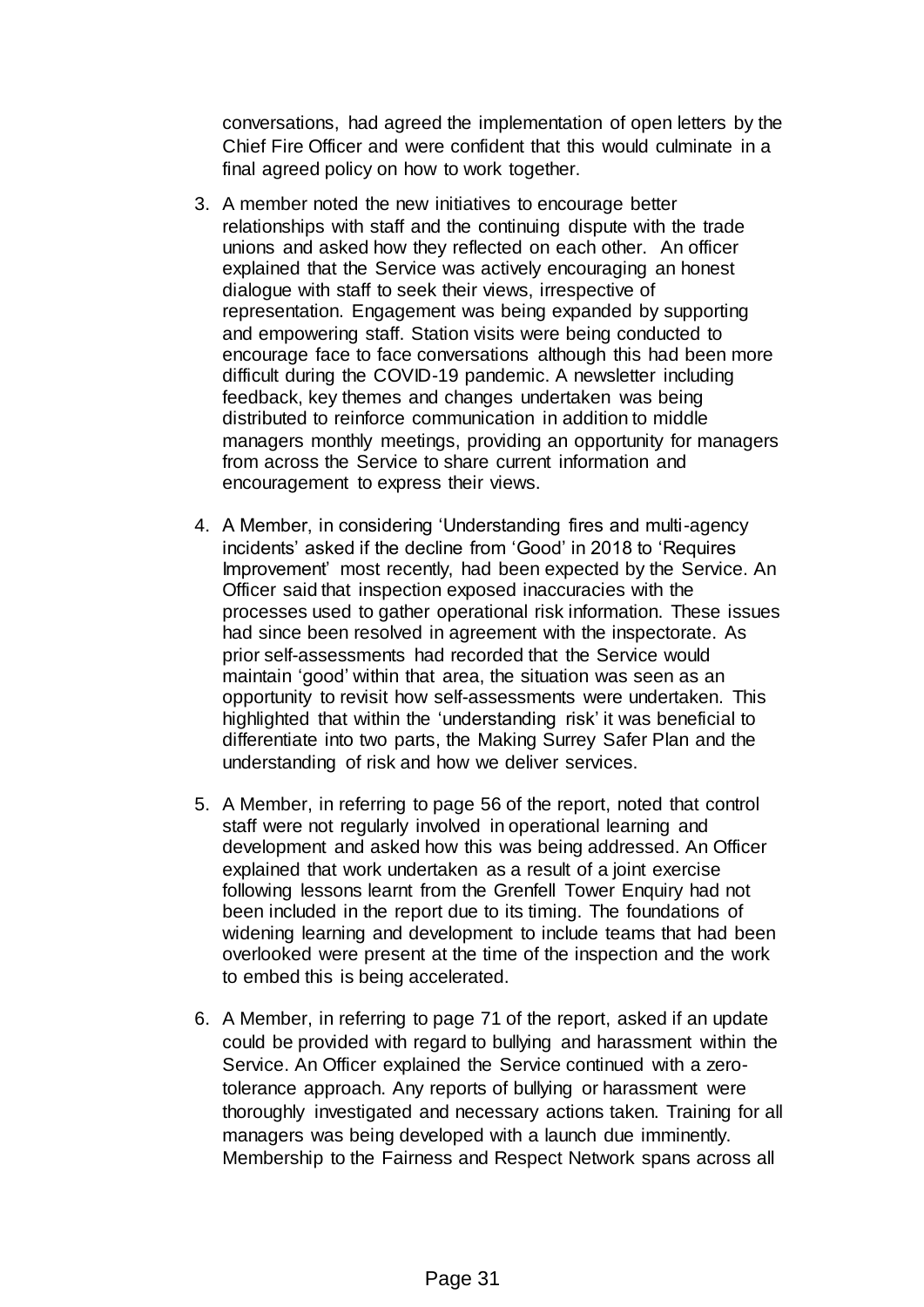conversations, had agreed the implementation of open letters by the Chief Fire Officer and were confident that this would culminate in a final agreed policy on how to work together.

3. A member noted the new initiatives to encourage better relationships with staff and the continuing dispute with the trade unions and asked how they reflected on each other. An officer explained that the Service was actively encouraging an honest dialogue with staff to seek their views, irrespective of representation. Engagement was being expanded by supporting and empowering staff. Station visits were being conducted to encourage face to face conversations although this had been more difficult during the COVID-19 pandemic. A newsletter including feedback, key themes and changes undertaken was being distributed to reinforce communication in addition to middle managers monthly meetings, providing an opportunity for managers from across the Service to share current information and encouragement to express their views.

4. A Member, in considering 'Understanding fires and multi-agency incidents' asked if the decline from 'Good' in 2018 to 'Requires Improvement' most recently, had been expected by the Service. An Officer said that inspection exposed inaccuracies with the processes used to gather operational risk information. These issues had since been resolved in agreement with the inspectorate. As prior self-assessments had recorded that the Service would maintain 'good' within that area, the situation was seen as an opportunity to revisit how self-assessments were undertaken. This highlighted that within the 'understanding risk' it was beneficial to differentiate into two parts, the Making Surrey Safer Plan and the understanding of risk and how we deliver services.

5. A Member, in referring to page 56 of the report, noted that control staff were not regularly involved in operational learning and development and asked how this was being addressed. An Officer explained that work undertaken as a result of a joint exercise following lessons learnt from the Grenfell Tower Enquiry had not been included in the report due to its timing. The foundations of widening learning and development to include teams that had been overlooked were present at the time of the inspection and the work to embed this is being accelerated.

6. A Member, in referring to page 71 of the report, asked if an update could be provided with regard to bullying and harassment within the Service. An Officer explained the Service continued with a zero-tolerance approach. Any reports of bullying or harassment were thoroughly investigated and necessary actions taken. Training for all managers was being developed with a launch due imminently. Membership to the Fairness and Respect Network spans across all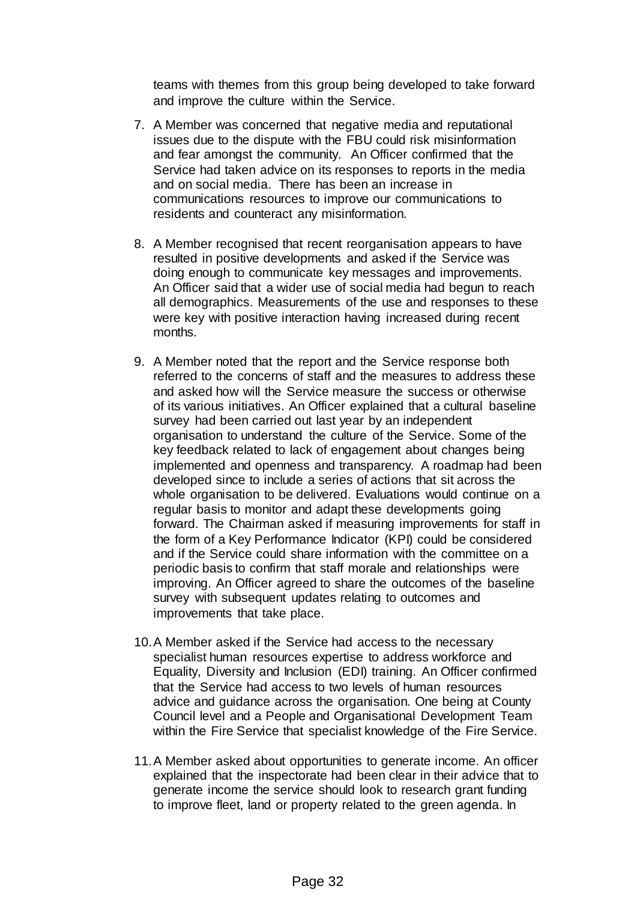teams with themes from this group being developed to take forward and improve the culture within the Service.

7. A Member was concerned that negative media and reputational issues due to the dispute with the FBU could risk misinformation and fear amongst the community. An Officer confirmed that the Service had taken advice on its responses to reports in the media and on social media. There has been an increase in communications resources to improve our communications to residents and counteract any misinformation.

8. A Member recognised that recent reorganisation appears to have resulted in positive developments and asked if the Service was doing enough to communicate key messages and improvements. An Officer said that a wider use of social media had begun to reach all demographics. Measurements of the use and responses to these were key with positive interaction having increased during recent months.

9. A Member noted that the report and the Service response both referred to the concerns of staff and the measures to address these and asked how will the Service measure the success or otherwise of its various initiatives. An Officer explained that a cultural baseline survey had been carried out last year by an independent organisation to understand the culture of the Service. Some of the key feedback related to lack of engagement about changes being implemented and openness and transparency. A roadmap had been developed since to include a series of actions that sit across the whole organisation to be delivered. Evaluations would continue on a regular basis to monitor and adapt these developments going forward. The Chairman asked if measuring improvements for staff in the form of a Key Performance Indicator (KPI) could be considered and if the Service could share information with the committee on a periodic basis to confirm that staff morale and relationships were improving. An Officer agreed to share the outcomes of the baseline survey with subsequent updates relating to outcomes and improvements that take place.

10. A Member asked if the Service had access to the necessary specialist human resources expertise to address workforce and Equality, Diversity and Inclusion (EDI) training. An Officer confirmed that the Service had access to two levels of human resources advice and guidance across the organisation. One being at County Council level and a People and Organisational Development Team within the Fire Service that specialist knowledge of the Fire Service.

11. A Member asked about opportunities to generate income. An officer explained that the inspectorate had been clear in their advice that to generate income the service should look to research grant funding to improve fleet, land or property related to the green agenda. In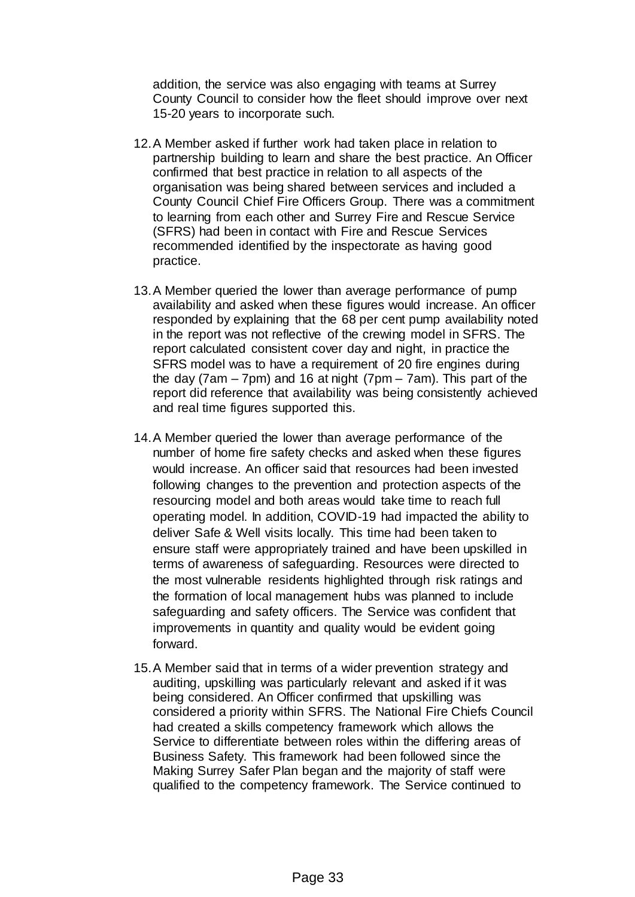addition, the service was also engaging with teams at Surrey County Council to consider how the fleet should improve over next 15-20 years to incorporate such.

12. A Member asked if further work had taken place in relation to partnership building to learn and share the best practice. An Officer confirmed that best practice in relation to all aspects of the organisation was being shared between services and included a County Council Chief Fire Officers Group. There was a commitment to learning from each other and Surrey Fire and Rescue Service (SFRS) had been in contact with Fire and Rescue Services recommended identified by the inspectorate as having good practice.

13. A Member queried the lower than average performance of pump availability and asked when these figures would increase. An officer responded by explaining that the 68 per cent pump availability noted in the report was not reflective of the crewing model in SFRS. The report calculated consistent cover day and night, in practice the SFRS model was to have a requirement of 20 fire engines during the day (7am – 7pm) and 16 at night (7pm – 7am). This part of the report did reference that availability was being consistently achieved and real time figures supported this.

14. A Member queried the lower than average performance of the number of home fire safety checks and asked when these figures would increase. An officer said that resources had been invested following changes to the prevention and protection aspects of the resourcing model and both areas would take time to reach full operating model. In addition, COVID-19 had impacted the ability to deliver Safe & Well visits locally. This time had been taken to ensure staff were appropriately trained and have been upskilled in terms of awareness of safeguarding. Resources were directed to the most vulnerable residents highlighted through risk ratings and the formation of local management hubs was planned to include safeguarding and safety officers. The Service was confident that improvements in quantity and quality would be evident going forward.

15. A Member said that in terms of a wider prevention strategy and auditing, upskilling was particularly relevant and asked if it was being considered. An Officer confirmed that upskilling was considered a priority within SFRS. The National Fire Chiefs Council had created a skills competency framework which allows the Service to differentiate between roles within the differing areas of Business Safety. This framework had been followed since the Making Surrey Safer Plan began and the majority of staff were qualified to the competency framework. The Service continued to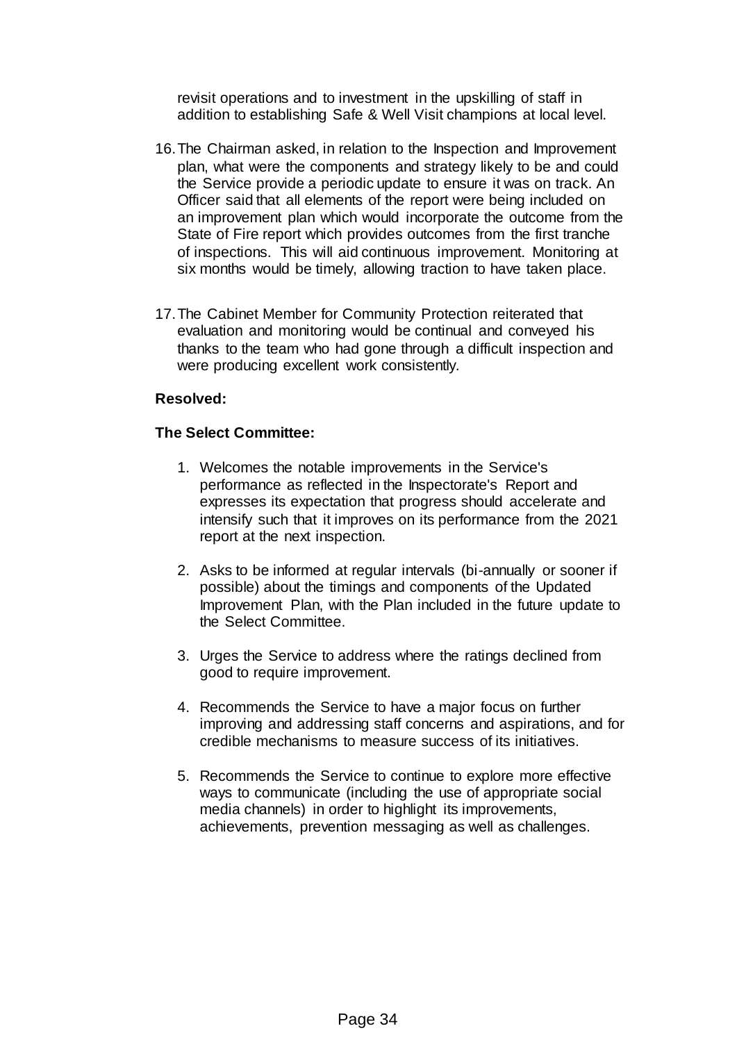revisit operations and to investment in the upskilling of staff in addition to establishing Safe & Well Visit champions at local level.

16. The Chairman asked, in relation to the Inspection and Improvement plan, what were the components and strategy likely to be and could the Service provide a periodic update to ensure it was on track. An Officer said that all elements of the report were being included on an improvement plan which would incorporate the outcome from the State of Fire report which provides outcomes from the first tranche of inspections. This will aid continuous improvement. Monitoring at six months would be timely, allowing traction to have taken place.

17. The Cabinet Member for Community Protection reiterated that evaluation and monitoring would be continual and conveyed his thanks to the team who had gone through a difficult inspection and were producing excellent work consistently.

**Resolved:**

**The Select Committee:**

1. Welcomes the notable improvements in the Service's performance as reflected in the Inspectorate's Report and expresses its expectation that progress should accelerate and intensify such that it improves on its performance from the 2021 report at the next inspection.

2. Asks to be informed at regular intervals (bi-annually or sooner if possible) about the timings and components of the Updated Improvement Plan, with the Plan included in the future update to the Select Committee.

3. Urges the Service to address where the ratings declined from good to require improvement.

4. Recommends the Service to have a major focus on further improving and addressing staff concerns and aspirations, and for credible mechanisms to measure success of its initiatives.

5. Recommends the Service to continue to explore more effective ways to communicate (including the use of appropriate social media channels) in order to highlight its improvements, achievements, prevention messaging as well as challenges.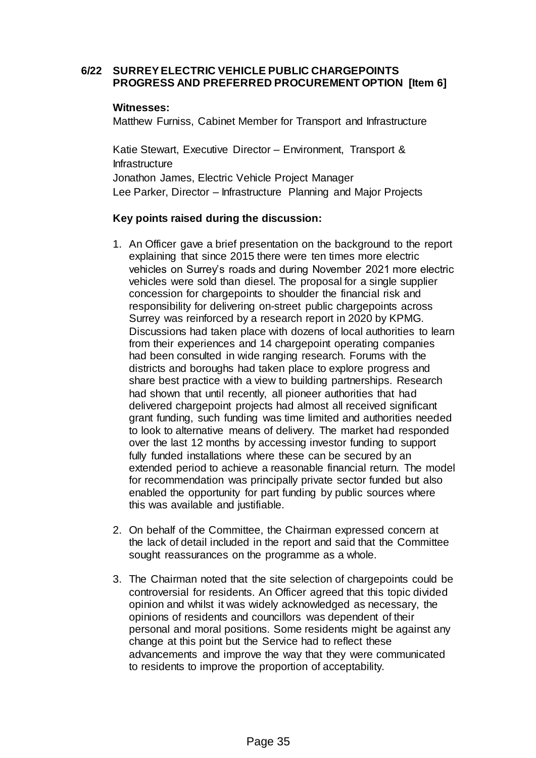## 6/22 SURREY ELECTRIC VEHICLE PUBLIC CHARGEPOINTS PROGRESS AND PREFERRED PROCUREMENT OPTION [Item 6]

**Witnesses:**

Matthew Furniss, Cabinet Member for Transport and Infrastructure

Katie Stewart, Executive Director – Environment, Transport & Infrastructure

Jonathon James, Electric Vehicle Project Manager

Lee Parker, Director – Infrastructure Planning and Major Projects

**Key points raised during the discussion:**

1. An Officer gave a brief presentation on the background to the report explaining that since 2015 there were ten times more electric vehicles on Surrey's roads and during November 2021 more electric vehicles were sold than diesel. The proposal for a single supplier concession for chargepoints to shoulder the financial risk and responsibility for delivering on-street public chargepoints across Surrey was reinforced by a research report in 2020 by KPMG. Discussions had taken place with dozens of local authorities to learn from their experiences and 14 chargepoint operating companies had been consulted in wide ranging research. Forums with the districts and boroughs had taken place to explore progress and share best practice with a view to building partnerships. Research had shown that until recently, all pioneer authorities that had delivered chargepoint projects had almost all received significant grant funding, such funding was time limited and authorities needed to look to alternative means of delivery. The market had responded over the last 12 months by accessing investor funding to support fully funded installations where these can be secured by an extended period to achieve a reasonable financial return. The model for recommendation was principally private sector funded but also enabled the opportunity for part funding by public sources where this was available and justifiable.

2. On behalf of the Committee, the Chairman expressed concern at the lack of detail included in the report and said that the Committee sought reassurances on the programme as a whole.

3. The Chairman noted that the site selection of chargepoints could be controversial for residents. An Officer agreed that this topic divided opinion and whilst it was widely acknowledged as necessary, the opinions of residents and councillors was dependent of their personal and moral positions. Some residents might be against any change at this point but the Service had to reflect these advancements and improve the way that they were communicated to residents to improve the proportion of acceptability.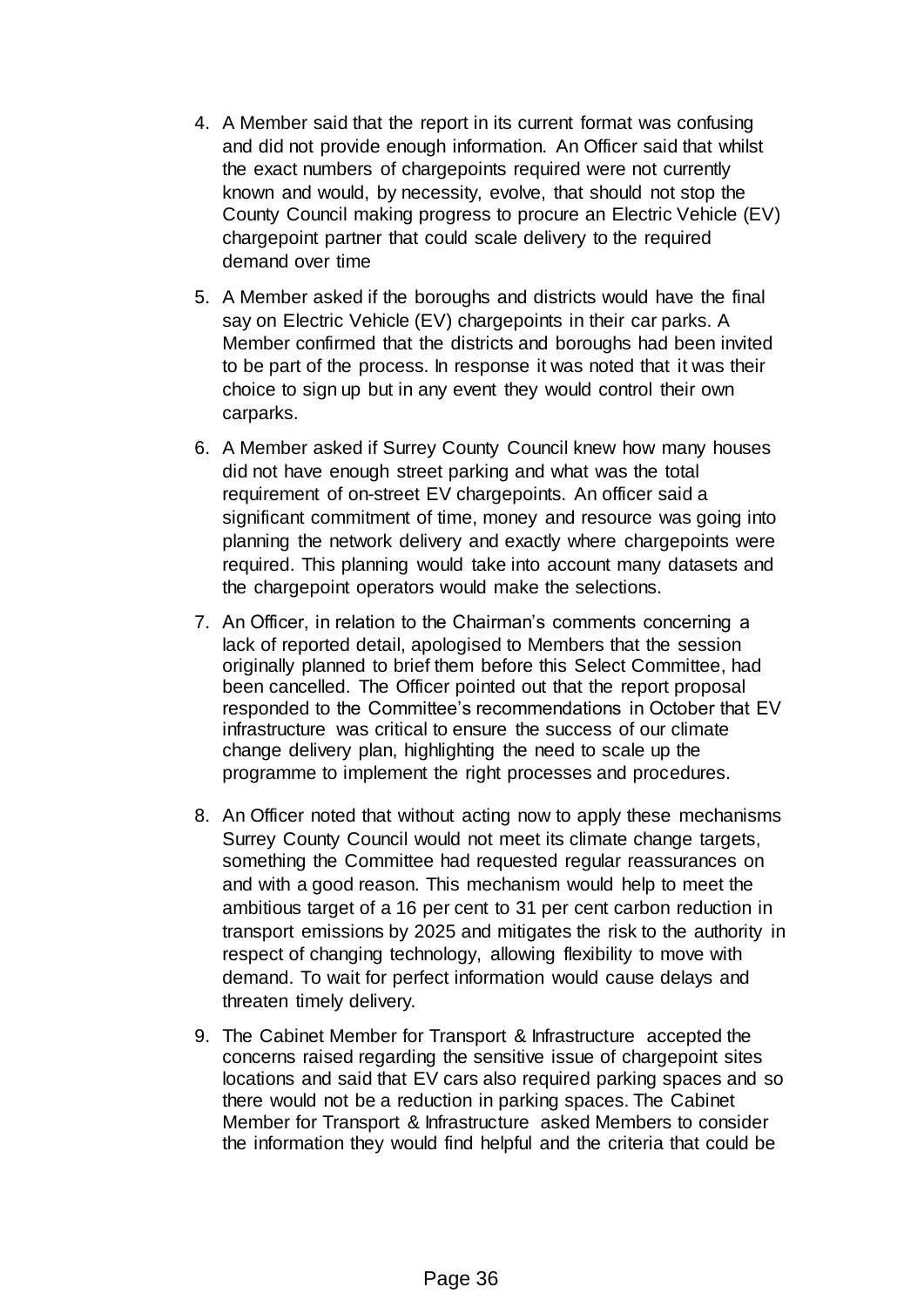4. A Member said that the report in its current format was confusing and did not provide enough information. An Officer said that whilst the exact numbers of chargepoints required were not currently known and would, by necessity, evolve, that should not stop the County Council making progress to procure an Electric Vehicle (EV) chargepoint partner that could scale delivery to the required demand over time

5. A Member asked if the boroughs and districts would have the final say on Electric Vehicle (EV) chargepoints in their car parks. A Member confirmed that the districts and boroughs had been invited to be part of the process. In response it was noted that it was their choice to sign up but in any event they would control their own carparks.

6. A Member asked if Surrey County Council knew how many houses did not have enough street parking and what was the total requirement of on-street EV chargepoints. An officer said a significant commitment of time, money and resource was going into planning the network delivery and exactly where chargepoints were required. This planning would take into account many datasets and the chargepoint operators would make the selections.

7. An Officer, in relation to the Chairman's comments concerning a lack of reported detail, apologised to Members that the session originally planned to brief them before this Select Committee, had been cancelled. The Officer pointed out that the report proposal responded to the Committee's recommendations in October that EV infrastructure was critical to ensure the success of our climate change delivery plan, highlighting the need to scale up the programme to implement the right processes and procedures.

8. An Officer noted that without acting now to apply these mechanisms Surrey County Council would not meet its climate change targets, something the Committee had requested regular reassurances on and with a good reason. This mechanism would help to meet the ambitious target of a 16 per cent to 31 per cent carbon reduction in transport emissions by 2025 and mitigates the risk to the authority in respect of changing technology, allowing flexibility to move with demand. To wait for perfect information would cause delays and threaten timely delivery.

9. The Cabinet Member for Transport & Infrastructure accepted the concerns raised regarding the sensitive issue of chargepoint sites locations and said that EV cars also required parking spaces and so there would not be a reduction in parking spaces. The Cabinet Member for Transport & Infrastructure asked Members to consider the information they would find helpful and the criteria that could be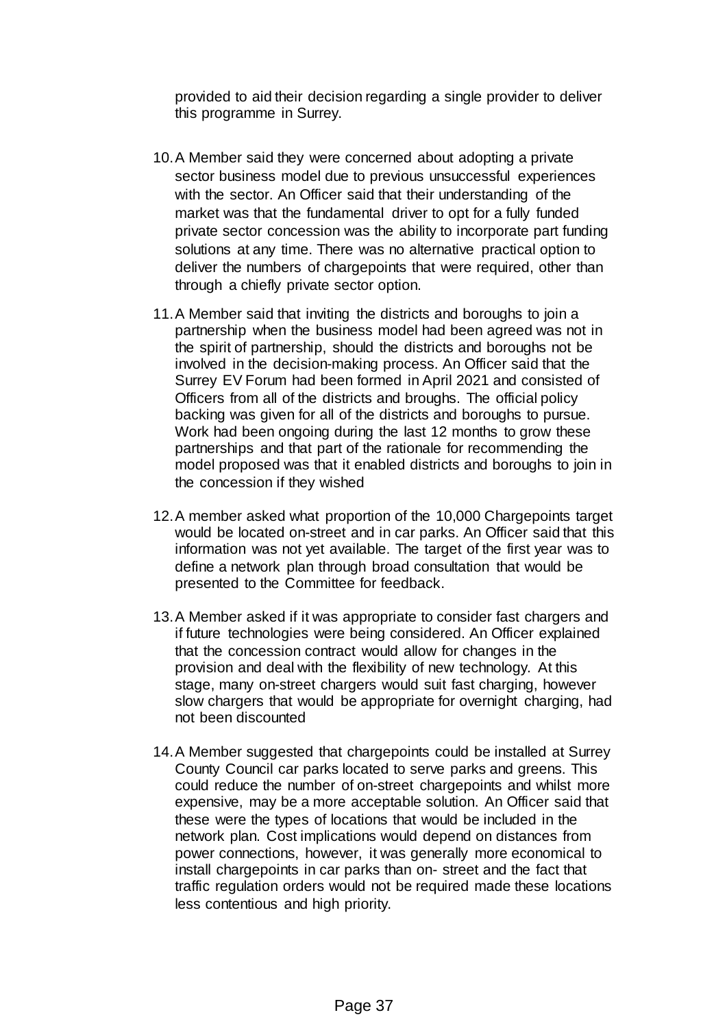provided to aid their decision regarding a single provider to deliver this programme in Surrey.

10. A Member said they were concerned about adopting a private sector business model due to previous unsuccessful experiences with the sector. An Officer said that their understanding of the market was that the fundamental driver to opt for a fully funded private sector concession was the ability to incorporate part funding solutions at any time. There was no alternative practical option to deliver the numbers of chargepoints that were required, other than through a chiefly private sector option.

11. A Member said that inviting the districts and boroughs to join a partnership when the business model had been agreed was not in the spirit of partnership, should the districts and boroughs not be involved in the decision-making process. An Officer said that the Surrey EV Forum had been formed in April 2021 and consisted of Officers from all of the districts and broughs. The official policy backing was given for all of the districts and boroughs to pursue. Work had been ongoing during the last 12 months to grow these partnerships and that part of the rationale for recommending the model proposed was that it enabled districts and boroughs to join in the concession if they wished

12. A member asked what proportion of the 10,000 Chargepoints target would be located on-street and in car parks. An Officer said that this information was not yet available. The target of the first year was to define a network plan through broad consultation that would be presented to the Committee for feedback.

13. A Member asked if it was appropriate to consider fast chargers and if future technologies were being considered. An Officer explained that the concession contract would allow for changes in the provision and deal with the flexibility of new technology. At this stage, many on-street chargers would suit fast charging, however slow chargers that would be appropriate for overnight charging, had not been discounted

14. A Member suggested that chargepoints could be installed at Surrey County Council car parks located to serve parks and greens. This could reduce the number of on-street chargepoints and whilst more expensive, may be a more acceptable solution. An Officer said that these were the types of locations that would be included in the network plan. Cost implications would depend on distances from power connections, however, it was generally more economical to install chargepoints in car parks than on- street and the fact that traffic regulation orders would not be required made these locations less contentious and high priority.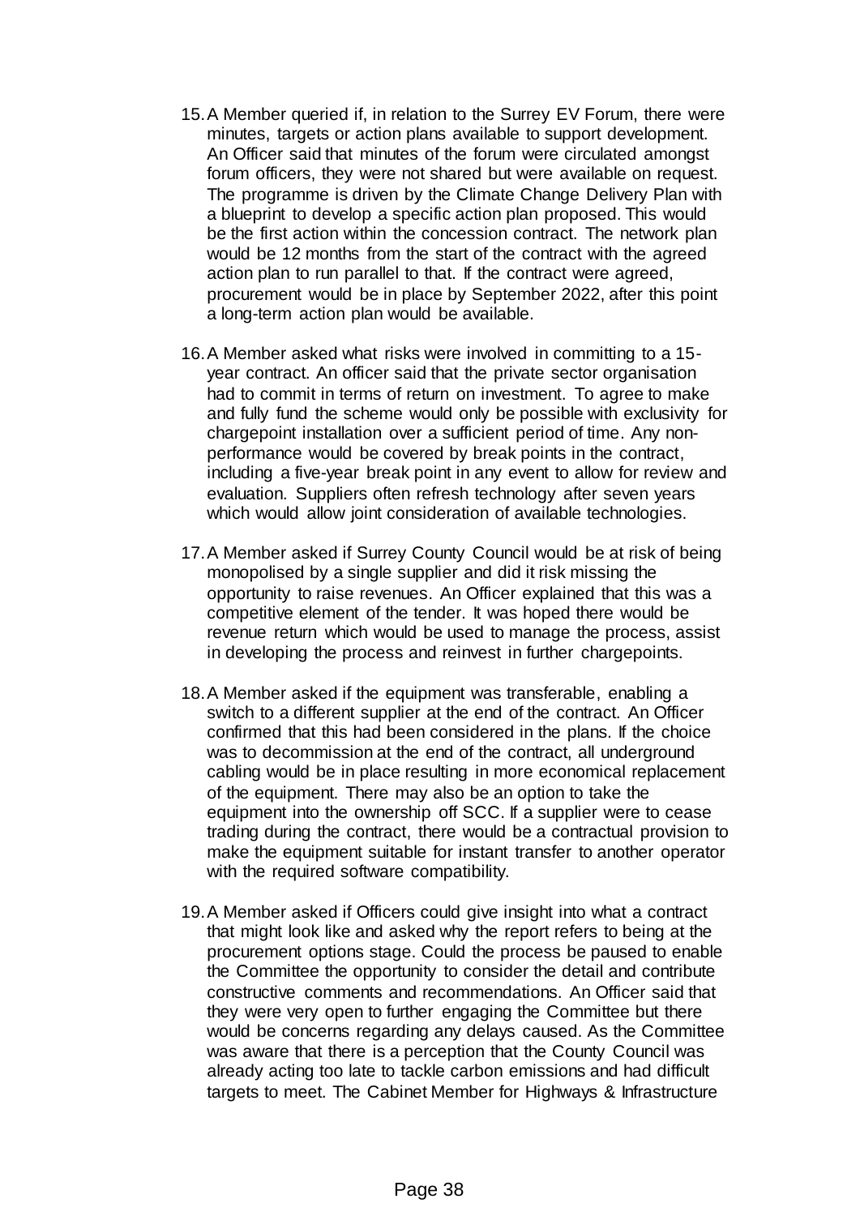15. A Member queried if, in relation to the Surrey EV Forum, there were minutes, targets or action plans available to support development. An Officer said that minutes of the forum were circulated amongst forum officers, they were not shared but were available on request. The programme is driven by the Climate Change Delivery Plan with a blueprint to develop a specific action plan proposed. This would be the first action within the concession contract. The network plan would be 12 months from the start of the contract with the agreed action plan to run parallel to that. If the contract were agreed, procurement would be in place by September 2022, after this point a long-term action plan would be available.

16. A Member asked what risks were involved in committing to a 15-year contract. An officer said that the private sector organisation had to commit in terms of return on investment. To agree to make and fully fund the scheme would only be possible with exclusivity for chargepoint installation over a sufficient period of time. Any non-performance would be covered by break points in the contract, including a five-year break point in any event to allow for review and evaluation. Suppliers often refresh technology after seven years which would allow joint consideration of available technologies.

17. A Member asked if Surrey County Council would be at risk of being monopolised by a single supplier and did it risk missing the opportunity to raise revenues. An Officer explained that this was a competitive element of the tender. It was hoped there would be revenue return which would be used to manage the process, assist in developing the process and reinvest in further chargepoints.

18. A Member asked if the equipment was transferable, enabling a switch to a different supplier at the end of the contract. An Officer confirmed that this had been considered in the plans. If the choice was to decommission at the end of the contract, all underground cabling would be in place resulting in more economical replacement of the equipment. There may also be an option to take the equipment into the ownership off SCC. If a supplier were to cease trading during the contract, there would be a contractual provision to make the equipment suitable for instant transfer to another operator with the required software compatibility.

19. A Member asked if Officers could give insight into what a contract that might look like and asked why the report refers to being at the procurement options stage. Could the process be paused to enable the Committee the opportunity to consider the detail and contribute constructive comments and recommendations. An Officer said that they were very open to further engaging the Committee but there would be concerns regarding any delays caused. As the Committee was aware that there is a perception that the County Council was already acting too late to tackle carbon emissions and had difficult targets to meet. The Cabinet Member for Highways & Infrastructure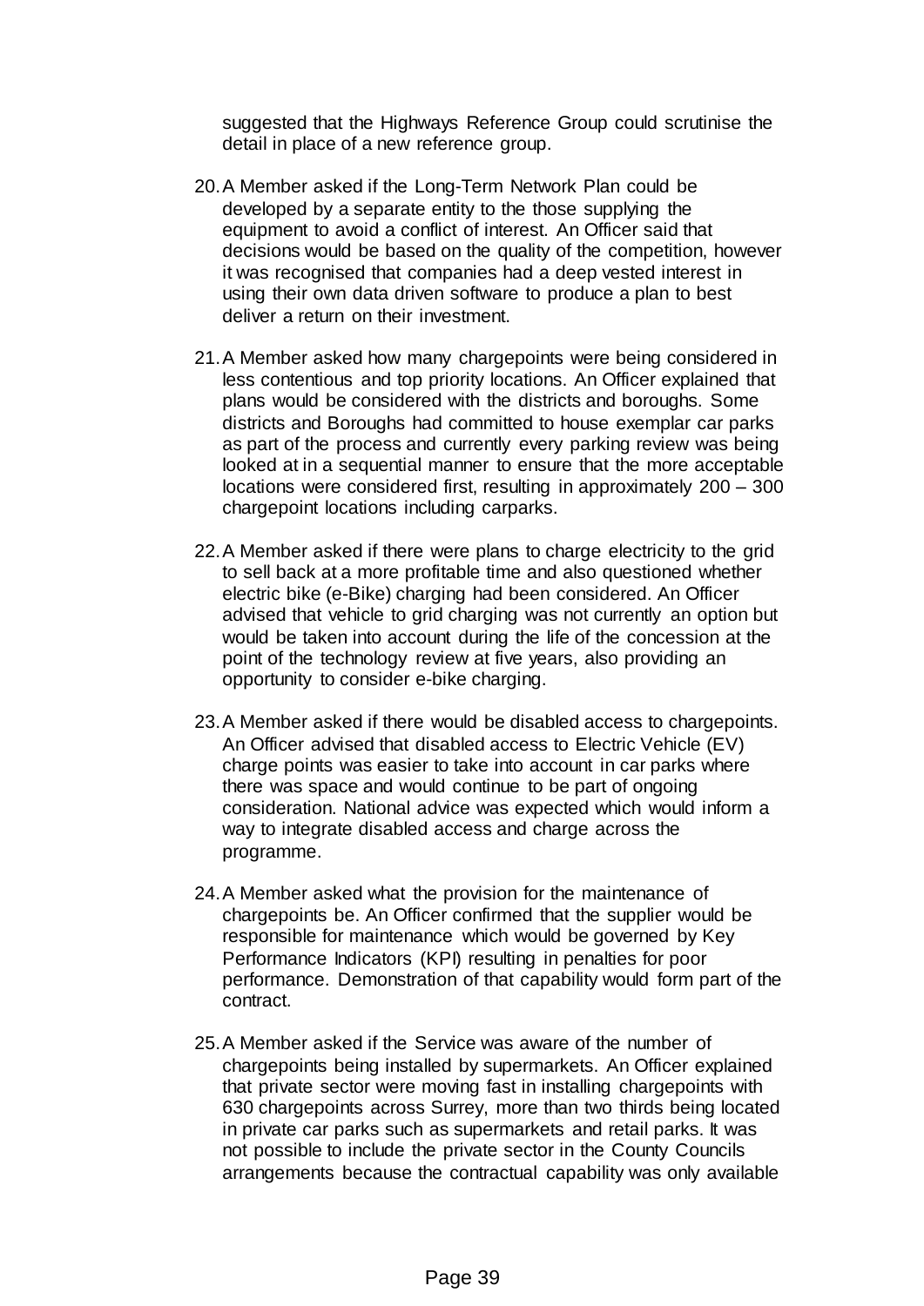suggested that the Highways Reference Group could scrutinise the detail in place of a new reference group.

20. A Member asked if the Long-Term Network Plan could be developed by a separate entity to the those supplying the equipment to avoid a conflict of interest. An Officer said that decisions would be based on the quality of the competition, however it was recognised that companies had a deep vested interest in using their own data driven software to produce a plan to best deliver a return on their investment.

21. A Member asked how many chargepoints were being considered in less contentious and top priority locations. An Officer explained that plans would be considered with the districts and boroughs. Some districts and Boroughs had committed to house exemplar car parks as part of the process and currently every parking review was being looked at in a sequential manner to ensure that the more acceptable locations were considered first, resulting in approximately 200 – 300 chargepoint locations including carparks.

22. A Member asked if there were plans to charge electricity to the grid to sell back at a more profitable time and also questioned whether electric bike (e-Bike) charging had been considered. An Officer advised that vehicle to grid charging was not currently an option but would be taken into account during the life of the concession at the point of the technology review at five years, also providing an opportunity to consider e-bike charging.

23. A Member asked if there would be disabled access to chargepoints. An Officer advised that disabled access to Electric Vehicle (EV) charge points was easier to take into account in car parks where there was space and would continue to be part of ongoing consideration. National advice was expected which would inform a way to integrate disabled access and charge across the programme.

24. A Member asked what the provision for the maintenance of chargepoints be. An Officer confirmed that the supplier would be responsible for maintenance which would be governed by Key Performance Indicators (KPI) resulting in penalties for poor performance. Demonstration of that capability would form part of the contract.

25. A Member asked if the Service was aware of the number of chargepoints being installed by supermarkets. An Officer explained that private sector were moving fast in installing chargepoints with 630 chargepoints across Surrey, more than two thirds being located in private car parks such as supermarkets and retail parks. It was not possible to include the private sector in the County Councils arrangements because the contractual capability was only available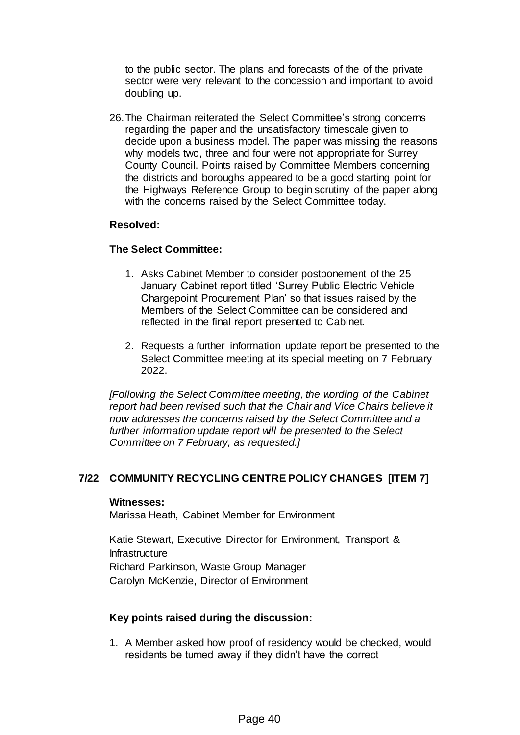to the public sector. The plans and forecasts of the of the private sector were very relevant to the concession and important to avoid doubling up.

26. The Chairman reiterated the Select Committee's strong concerns regarding the paper and the unsatisfactory timescale given to decide upon a business model. The paper was missing the reasons why models two, three and four were not appropriate for Surrey County Council. Points raised by Committee Members concerning the districts and boroughs appeared to be a good starting point for the Highways Reference Group to begin scrutiny of the paper along with the concerns raised by the Select Committee today.

**Resolved:**

**The Select Committee:**

1. Asks Cabinet Member to consider postponement of the 25 January Cabinet report titled 'Surrey Public Electric Vehicle Chargepoint Procurement Plan' so that issues raised by the Members of the Select Committee can be considered and reflected in the final report presented to Cabinet.

2. Requests a further information update report be presented to the Select Committee meeting at its special meeting on 7 February 2022.

*[Following the Select Committee meeting, the wording of the Cabinet report had been revised such that the Chair and Vice Chairs believe it now addresses the concerns raised by the Select Committee and a further information update report will be presented to the Select Committee on 7 February, as requested.]*

## 7/22 COMMUNITY RECYCLING CENTRE POLICY CHANGES [ITEM 7]

**Witnesses:**

Marissa Heath, Cabinet Member for Environment

Katie Stewart, Executive Director for Environment, Transport & Infrastructure
Richard Parkinson, Waste Group Manager
Carolyn McKenzie, Director of Environment

**Key points raised during the discussion:**

1. A Member asked how proof of residency would be checked, would residents be turned away if they didn't have the correct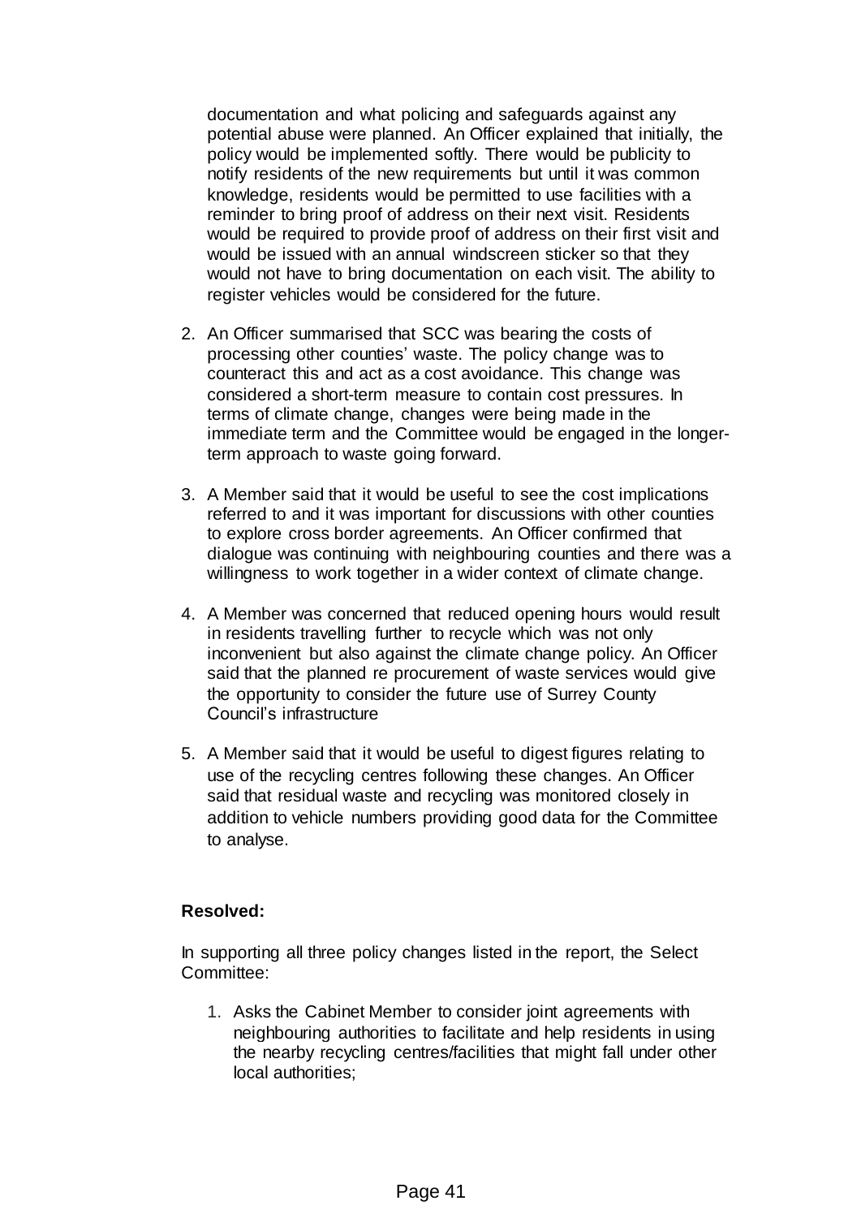documentation and what policing and safeguards against any potential abuse were planned. An Officer explained that initially, the policy would be implemented softly. There would be publicity to notify residents of the new requirements but until it was common knowledge, residents would be permitted to use facilities with a reminder to bring proof of address on their next visit. Residents would be required to provide proof of address on their first visit and would be issued with an annual windscreen sticker so that they would not have to bring documentation on each visit. The ability to register vehicles would be considered for the future.

2. An Officer summarised that SCC was bearing the costs of processing other counties' waste. The policy change was to counteract this and act as a cost avoidance. This change was considered a short-term measure to contain cost pressures. In terms of climate change, changes were being made in the immediate term and the Committee would be engaged in the longer-term approach to waste going forward.

3. A Member said that it would be useful to see the cost implications referred to and it was important for discussions with other counties to explore cross border agreements. An Officer confirmed that dialogue was continuing with neighbouring counties and there was a willingness to work together in a wider context of climate change.

4. A Member was concerned that reduced opening hours would result in residents travelling further to recycle which was not only inconvenient but also against the climate change policy. An Officer said that the planned re procurement of waste services would give the opportunity to consider the future use of Surrey County Council's infrastructure

5. A Member said that it would be useful to digest figures relating to use of the recycling centres following these changes. An Officer said that residual waste and recycling was monitored closely in addition to vehicle numbers providing good data for the Committee to analyse.

**Resolved:**

In supporting all three policy changes listed in the report, the Select Committee:

1. Asks the Cabinet Member to consider joint agreements with neighbouring authorities to facilitate and help residents in using the nearby recycling centres/facilities that might fall under other local authorities;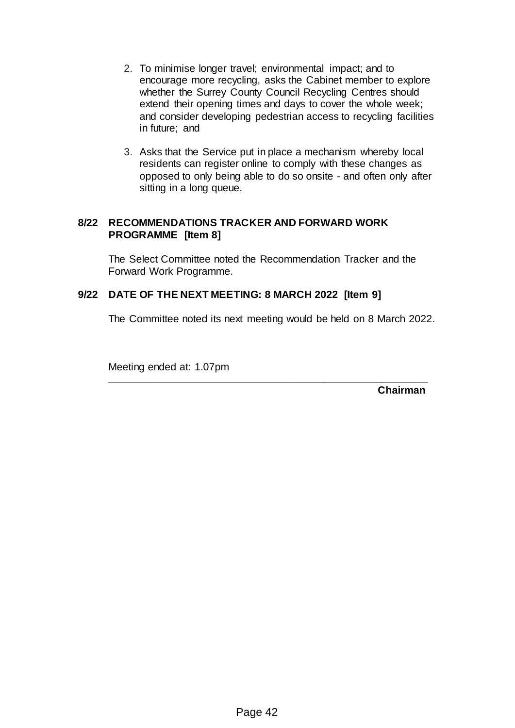2. To minimise longer travel; environmental impact; and to encourage more recycling, asks the Cabinet member to explore whether the Surrey County Council Recycling Centres should extend their opening times and days to cover the whole week; and consider developing pedestrian access to recycling facilities in future; and

3. Asks that the Service put in place a mechanism whereby local residents can register online to comply with these changes as opposed to only being able to do so onsite - and often only after sitting in a long queue.

**8/22 RECOMMENDATIONS TRACKER AND FORWARD WORK PROGRAMME [Item 8]**

The Select Committee noted the Recommendation Tracker and the Forward Work Programme.

**9/22 DATE OF THE NEXT MEETING: 8 MARCH 2022 [Item 9]**

The Committee noted its next meeting would be held on 8 March 2022.

Meeting ended at: 1.07pm

\_\_\_\_\_\_\_\_\_\_\_\_\_\_\_\_\_\_\_\_\_\_\_\_\_\_\_\_\_\_\_\_\_\_\_\_\_\_\_\_\_\_\_\_\_\_\_\_\_\_\_\_\_\_\_\_\_\_

**Chairman**